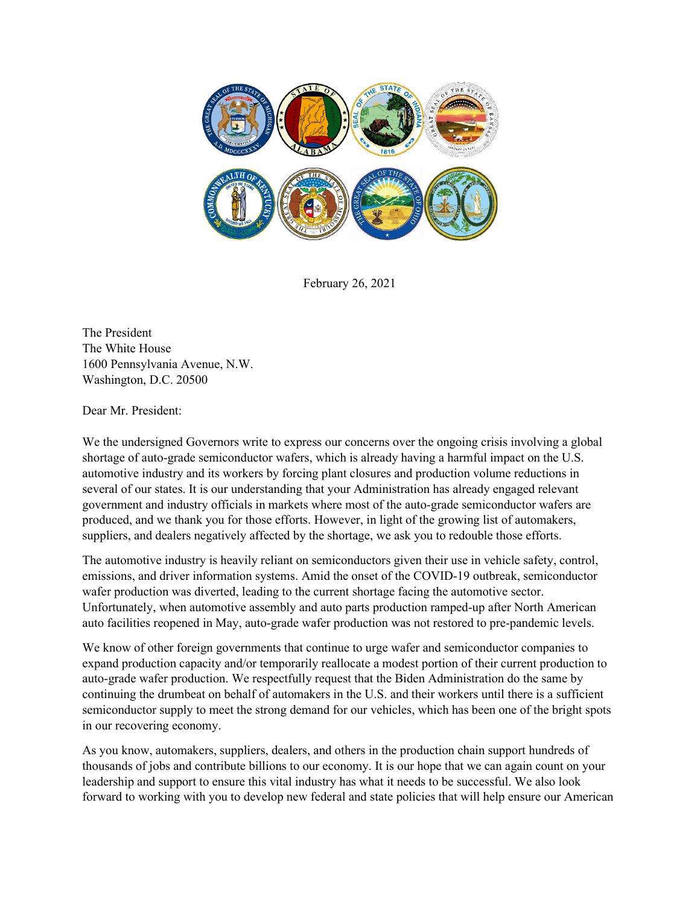February 26, 2021

The President
The White House
1600 Pennsylvania Avenue, N.W.
Washington, D.C. 20500

Dear Mr. President:

We the undersigned Governors write to express our concerns over the ongoing crisis involving a global shortage of auto-grade semiconductor wafers, which is already having a harmful impact on the U.S. automotive industry and its workers by forcing plant closures and production volume reductions in several of our states. It is our understanding that your Administration has already engaged relevant government and industry officials in markets where most of the auto-grade semiconductor wafers are produced, and we thank you for those efforts. However, in light of the growing list of automakers, suppliers, and dealers negatively affected by the shortage, we ask you to redouble those efforts.

The automotive industry is heavily reliant on semiconductors given their use in vehicle safety, control, emissions, and driver information systems. Amid the onset of the COVID-19 outbreak, semiconductor wafer production was diverted, leading to the current shortage facing the automotive sector. Unfortunately, when automotive assembly and auto parts production ramped-up after North American auto facilities reopened in May, auto-grade wafer production was not restored to pre-pandemic levels.

We know of other foreign governments that continue to urge wafer and semiconductor companies to expand production capacity and/or temporarily reallocate a modest portion of their current production to auto-grade wafer production. We respectfully request that the Biden Administration do the same by continuing the drumbeat on behalf of automakers in the U.S. and their workers until there is a sufficient semiconductor supply to meet the strong demand for our vehicles, which has been one of the bright spots in our recovering economy.

As you know, automakers, suppliers, dealers, and others in the production chain support hundreds of thousands of jobs and contribute billions to our economy. It is our hope that we can again count on your leadership and support to ensure this vital industry has what it needs to be successful. We also look forward to working with you to develop new federal and state policies that will help ensure our American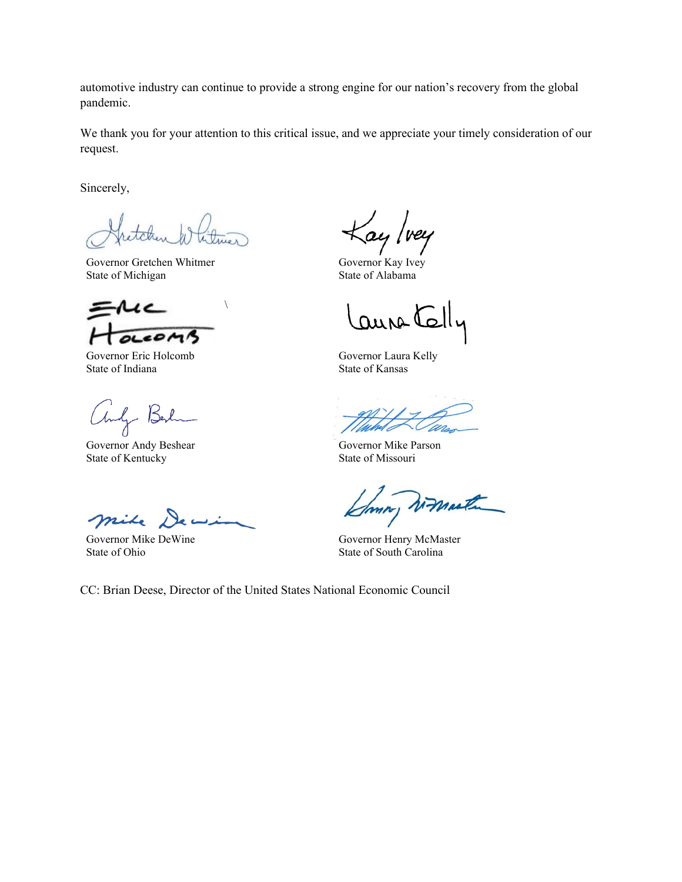automotive industry can continue to provide a strong engine for our nation's recovery from the global pandemic.

We thank you for your attention to this critical issue, and we appreciate your timely consideration of our request.

Sincerely,

Governor Gretchen Whitmer
State of Michigan

Governor Kay Ivey
State of Alabama

Governor Eric Holcomb
State of Indiana

Governor Laura Kelly
State of Kansas

Governor Andy Beshear
State of Kentucky

Governor Mike Parson
State of Missouri

Governor Mike DeWine
State of Ohio

Governor Henry McMaster
State of South Carolina

CC: Brian Deese, Director of the United States National Economic Council